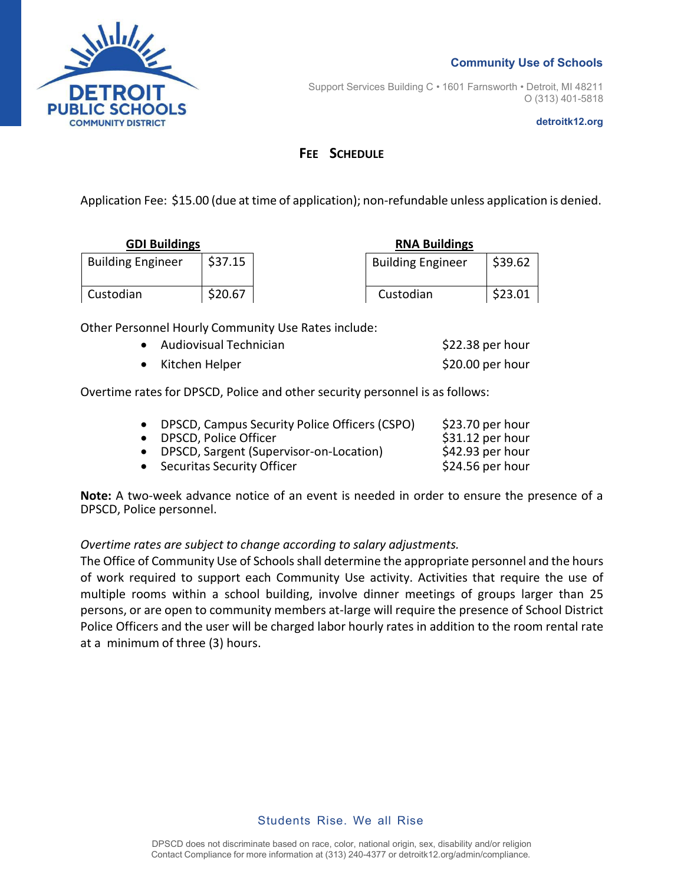**Community Use of Schools**

Support Services Building C • 1601 Farnsworth • Detroit, MI 48211
O (313) 401-5818

**detroitk12.org**

# FEE SCHEDULE

Application Fee: $15.00 (due at time of application); non-refundable unless application is denied.

**GDI Buildings**

| Building Engineer | $37.15 |
|---|---|
| Custodian | $20.67 |

**RNA Buildings**

| Building Engineer | $39.62 |
|---|---|
| Custodian | $23.01 |

Other Personnel Hourly Community Use Rates include:

- Audiovisual Technician — $22.38 per hour
- Kitchen Helper — $20.00 per hour

Overtime rates for DPSCD, Police and other security personnel is as follows:

- DPSCD, Campus Security Police Officers (CSPO) — $23.70 per hour
- DPSCD, Police Officer — $31.12 per hour
- DPSCD, Sargent (Supervisor-on-Location) — $42.93 per hour
- Securitas Security Officer — $24.56 per hour

**Note:** A two-week advance notice of an event is needed in order to ensure the presence of a DPSCD, Police personnel.

*Overtime rates are subject to change according to salary adjustments.*
The Office of Community Use of Schools shall determine the appropriate personnel and the hours of work required to support each Community Use activity. Activities that require the use of multiple rooms within a school building, involve dinner meetings of groups larger than 25 persons, or are open to community members at-large will require the presence of School District Police Officers and the user will be charged labor hourly rates in addition to the room rental rate at a minimum of three (3) hours.

Students Rise. We all Rise

DPSCD does not discriminate based on race, color, national origin, sex, disability and/or religion
Contact Compliance for more information at (313) 240-4377 or detroitk12.org/admin/compliance.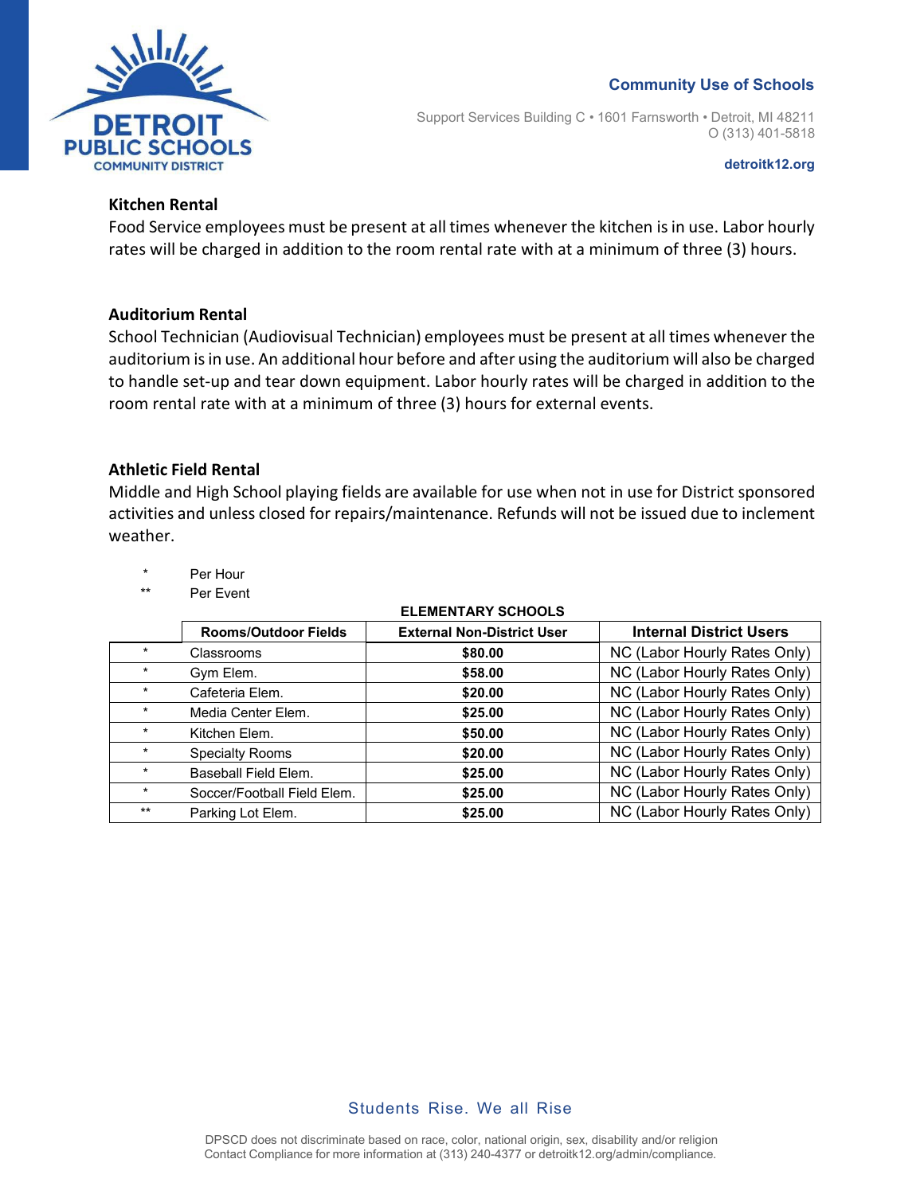### Kitchen Rental

Food Service employees must be present at all times whenever the kitchen is in use. Labor hourly rates will be charged in addition to the room rental rate with at a minimum of three (3) hours.

### Auditorium Rental

School Technician (Audiovisual Technician) employees must be present at all times whenever the auditorium is in use. An additional hour before and after using the auditorium will also be charged to handle set-up and tear down equipment. Labor hourly rates will be charged in addition to the room rental rate with at a minimum of three (3) hours for external events.

### Athletic Field Rental

Middle and High School playing fields are available for use when not in use for District sponsored activities and unless closed for repairs/maintenance. Refunds will not be issued due to inclement weather.

\* Per Hour
\*\* Per Event

**ELEMENTARY SCHOOLS**

| | Rooms/Outdoor Fields | External Non-District User | Internal District Users |
|---|---|---|---|
| * | Classrooms | **$80.00** | NC (Labor Hourly Rates Only) |
| * | Gym Elem. | **$58.00** | NC (Labor Hourly Rates Only) |
| * | Cafeteria Elem. | **$20.00** | NC (Labor Hourly Rates Only) |
| * | Media Center Elem. | **$25.00** | NC (Labor Hourly Rates Only) |
| * | Kitchen Elem. | **$50.00** | NC (Labor Hourly Rates Only) |
| * | Specialty Rooms | **$20.00** | NC (Labor Hourly Rates Only) |
| * | Baseball Field Elem. | **$25.00** | NC (Labor Hourly Rates Only) |
| * | Soccer/Football Field Elem. | **$25.00** | NC (Labor Hourly Rates Only) |
| ** | Parking Lot Elem. | **$25.00** | NC (Labor Hourly Rates Only) |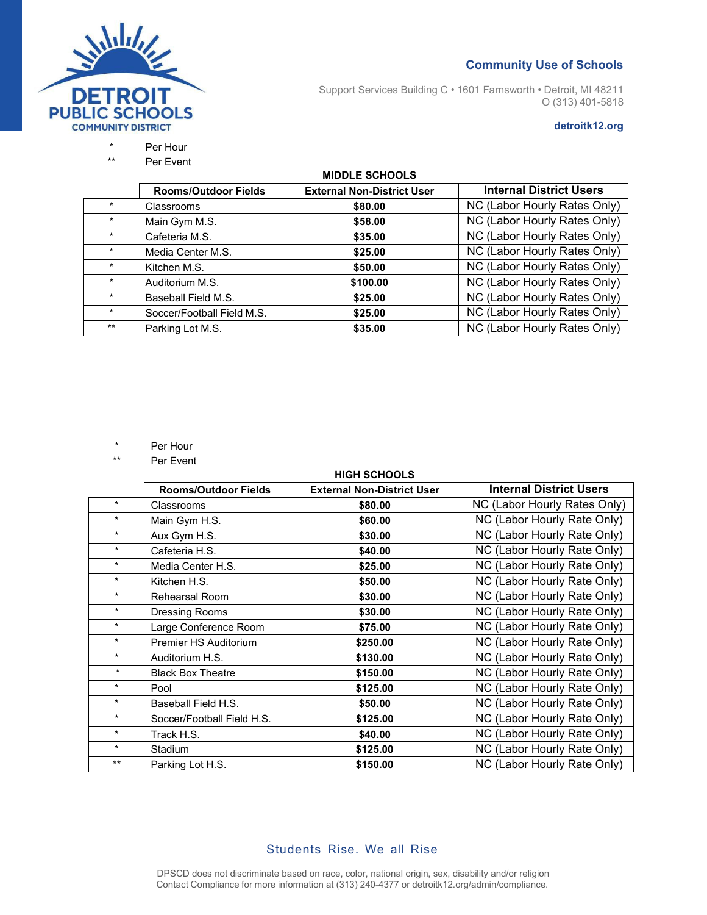\*	Per Hour
\*\*	Per Event

**MIDDLE SCHOOLS**

| | Rooms/Outdoor Fields | External Non-District User | Internal District Users |
|---|---|---|---|
| * | Classrooms | **$80.00** | NC (Labor Hourly Rates Only) |
| * | Main Gym M.S. | **$58.00** | NC (Labor Hourly Rates Only) |
| * | Cafeteria M.S. | **$35.00** | NC (Labor Hourly Rates Only) |
| * | Media Center M.S. | **$25.00** | NC (Labor Hourly Rates Only) |
| * | Kitchen M.S. | **$50.00** | NC (Labor Hourly Rates Only) |
| * | Auditorium M.S. | **$100.00** | NC (Labor Hourly Rates Only) |
| * | Baseball Field M.S. | **$25.00** | NC (Labor Hourly Rates Only) |
| * | Soccer/Football Field M.S. | **$25.00** | NC (Labor Hourly Rates Only) |
| ** | Parking Lot M.S. | **$35.00** | NC (Labor Hourly Rates Only) |

\*	Per Hour
\*\*	Per Event

**HIGH SCHOOLS**

| | Rooms/Outdoor Fields | External Non-District User | Internal District Users |
|---|---|---|---|
| * | Classrooms | **$80.00** | NC (Labor Hourly Rates Only) |
| * | Main Gym H.S. | **$60.00** | NC (Labor Hourly Rate Only) |
| * | Aux Gym H.S. | **$30.00** | NC (Labor Hourly Rate Only) |
| * | Cafeteria H.S. | **$40.00** | NC (Labor Hourly Rate Only) |
| * | Media Center H.S. | **$25.00** | NC (Labor Hourly Rate Only) |
| * | Kitchen H.S. | **$50.00** | NC (Labor Hourly Rate Only) |
| * | Rehearsal Room | **$30.00** | NC (Labor Hourly Rate Only) |
| * | Dressing Rooms | **$30.00** | NC (Labor Hourly Rate Only) |
| * | Large Conference Room | **$75.00** | NC (Labor Hourly Rate Only) |
| * | Premier HS Auditorium | **$250.00** | NC (Labor Hourly Rate Only) |
| * | Auditorium H.S. | **$130.00** | NC (Labor Hourly Rate Only) |
| * | Black Box Theatre | **$150.00** | NC (Labor Hourly Rate Only) |
| * | Pool | **$125.00** | NC (Labor Hourly Rate Only) |
| * | Baseball Field H.S. | **$50.00** | NC (Labor Hourly Rate Only) |
| * | Soccer/Football Field H.S. | **$125.00** | NC (Labor Hourly Rate Only) |
| * | Track H.S. | **$40.00** | NC (Labor Hourly Rate Only) |
| * | Stadium | **$125.00** | NC (Labor Hourly Rate Only) |
| ** | Parking Lot H.S. | **$150.00** | NC (Labor Hourly Rate Only) |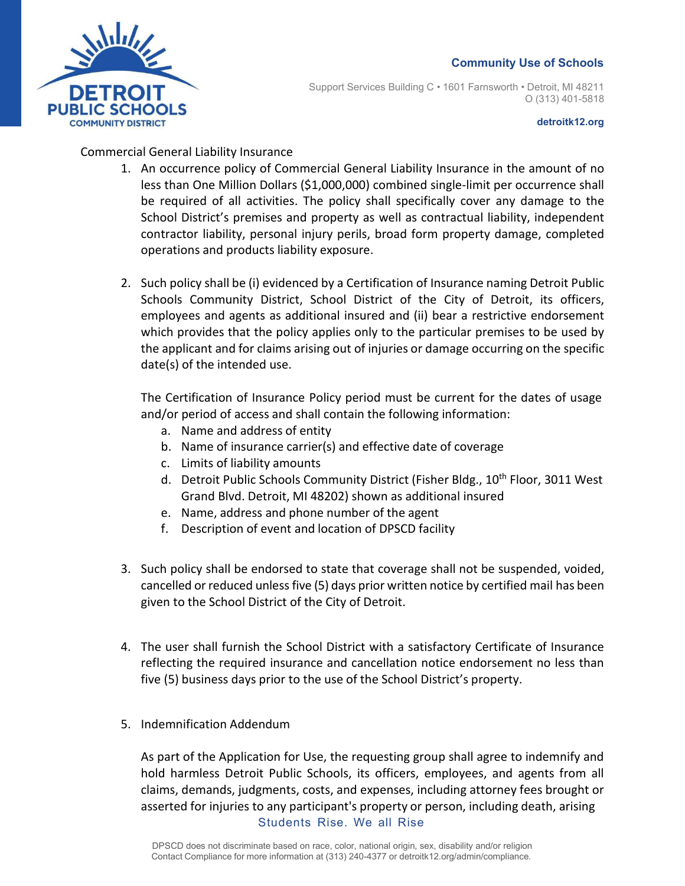Commercial General Liability Insurance

1. An occurrence policy of Commercial General Liability Insurance in the amount of no less than One Million Dollars ($1,000,000) combined single-limit per occurrence shall be required of all activities. The policy shall specifically cover any damage to the School District's premises and property as well as contractual liability, independent contractor liability, personal injury perils, broad form property damage, completed operations and products liability exposure.

2. Such policy shall be (i) evidenced by a Certification of Insurance naming Detroit Public Schools Community District, School District of the City of Detroit, its officers, employees and agents as additional insured and (ii) bear a restrictive endorsement which provides that the policy applies only to the particular premises to be used by the applicant and for claims arising out of injuries or damage occurring on the specific date(s) of the intended use.

   The Certification of Insurance Policy period must be current for the dates of usage and/or period of access and shall contain the following information:

   a. Name and address of entity
   b. Name of insurance carrier(s) and effective date of coverage
   c. Limits of liability amounts
   d. Detroit Public Schools Community District (Fisher Bldg., 10th Floor, 3011 West Grand Blvd. Detroit, MI 48202) shown as additional insured
   e. Name, address and phone number of the agent
   f. Description of event and location of DPSCD facility

3. Such policy shall be endorsed to state that coverage shall not be suspended, voided, cancelled or reduced unless five (5) days prior written notice by certified mail has been given to the School District of the City of Detroit.

4. The user shall furnish the School District with a satisfactory Certificate of Insurance reflecting the required insurance and cancellation notice endorsement no less than five (5) business days prior to the use of the School District's property.

5. Indemnification Addendum

   As part of the Application for Use, the requesting group shall agree to indemnify and hold harmless Detroit Public Schools, its officers, employees, and agents from all claims, demands, judgments, costs, and expenses, including attorney fees brought or asserted for injuries to any participant's property or person, including death, arising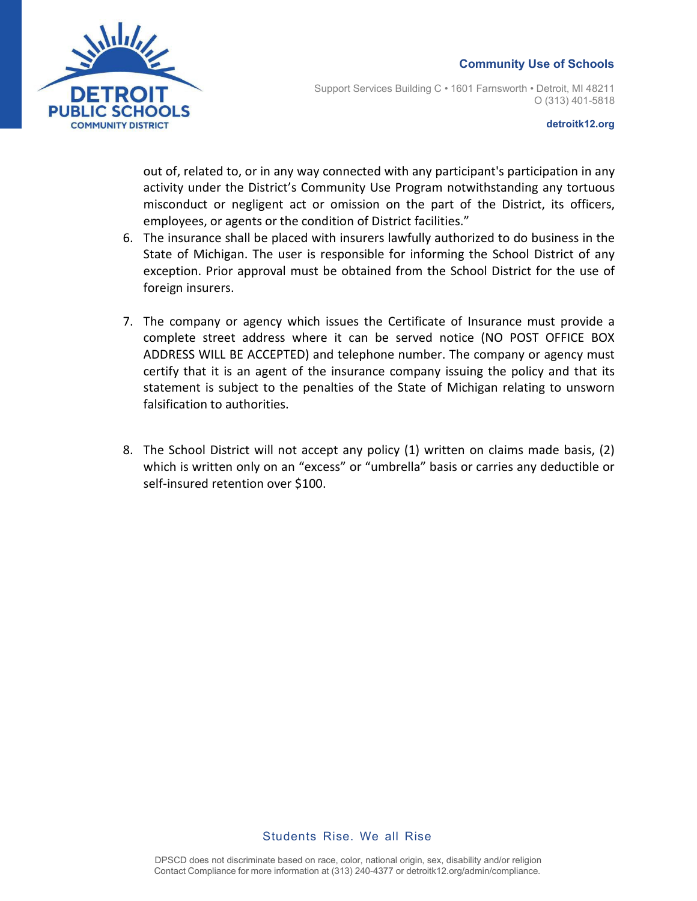out of, related to, or in any way connected with any participant's participation in any activity under the District's Community Use Program notwithstanding any tortuous misconduct or negligent act or omission on the part of the District, its officers, employees, or agents or the condition of District facilities."

6. The insurance shall be placed with insurers lawfully authorized to do business in the State of Michigan. The user is responsible for informing the School District of any exception. Prior approval must be obtained from the School District for the use of foreign insurers.

7. The company or agency which issues the Certificate of Insurance must provide a complete street address where it can be served notice (NO POST OFFICE BOX ADDRESS WILL BE ACCEPTED) and telephone number. The company or agency must certify that it is an agent of the insurance company issuing the policy and that its statement is subject to the penalties of the State of Michigan relating to unsworn falsification to authorities.

8. The School District will not accept any policy (1) written on claims made basis, (2) which is written only on an "excess" or "umbrella" basis or carries any deductible or self-insured retention over $100.